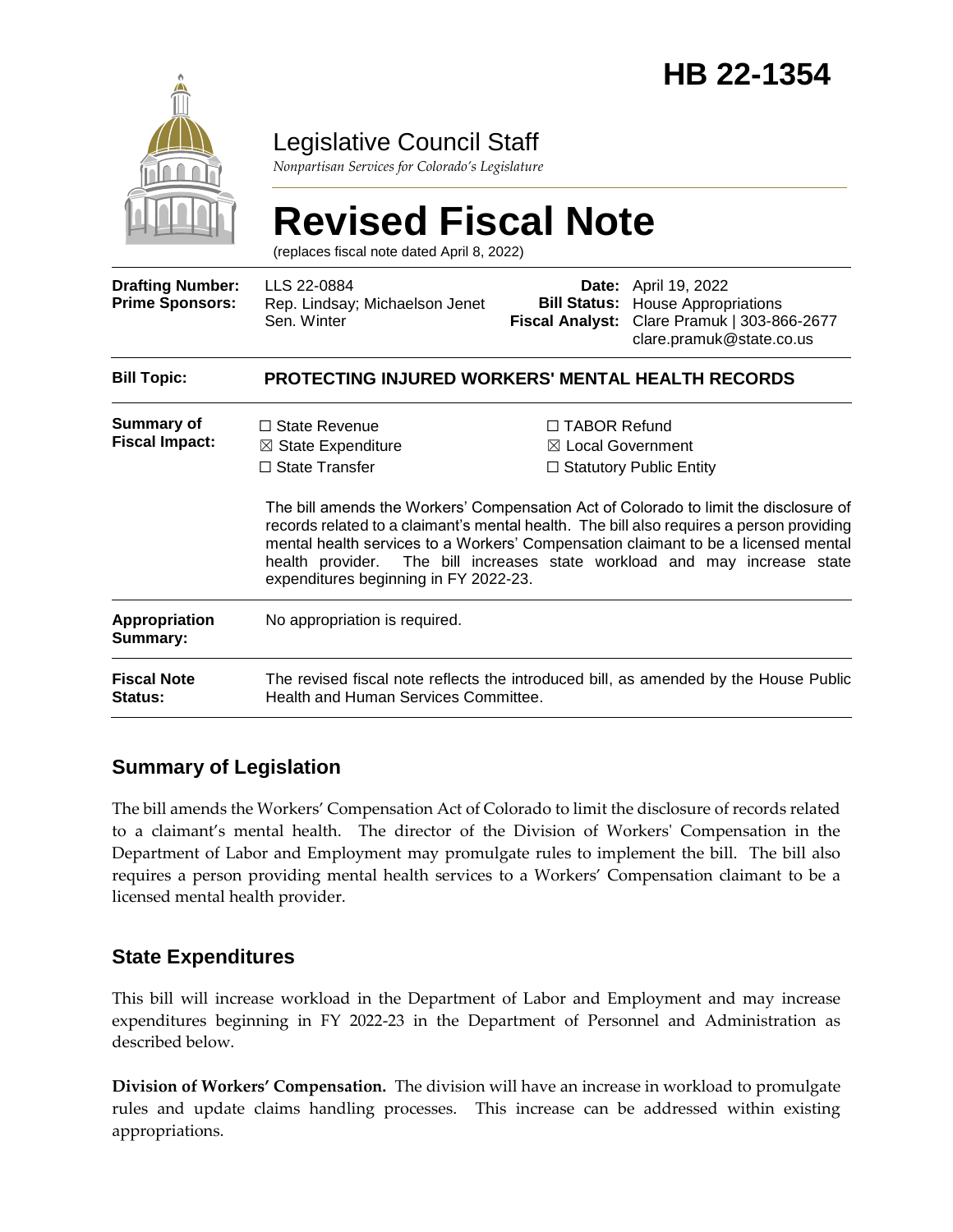# HB 22-1354

Legislative Council Staff

*Nonpartisan Services for Colorado's Legislature*

# Revised Fiscal Note

(replaces fiscal note dated April 8, 2022)

| | | | |
|---|---|---|---|
| **Drafting Number:** | LLS 22-0884 | **Date:** | April 19, 2022 |
| **Prime Sponsors:** | Rep. Lindsay; Michaelson Jenet<br>Sen. Winter | **Bill Status:** | House Appropriations |
| | | **Fiscal Analyst:** | Clare Pramuk \| 303-866-2677<br>clare.pramuk@state.co.us |

| | |
|---|---|
| **Bill Topic:** | **PROTECTING INJURED WORKERS' MENTAL HEALTH RECORDS** |
| **Summary of Fiscal Impact:** | ☐ State Revenue ☒ State Expenditure ☐ State Transfer ☐ TABOR Refund ☒ Local Government ☐ Statutory Public Entity<br><br>The bill amends the Workers' Compensation Act of Colorado to limit the disclosure of records related to a claimant's mental health. The bill also requires a person providing mental health services to a Workers' Compensation claimant to be a licensed mental health provider. The bill increases state workload and may increase state expenditures beginning in FY 2022-23. |
| **Appropriation Summary:** | No appropriation is required. |
| **Fiscal Note Status:** | The revised fiscal note reflects the introduced bill, as amended by the House Public Health and Human Services Committee. |

## Summary of Legislation

The bill amends the Workers' Compensation Act of Colorado to limit the disclosure of records related to a claimant's mental health. The director of the Division of Workers' Compensation in the Department of Labor and Employment may promulgate rules to implement the bill. The bill also requires a person providing mental health services to a Workers' Compensation claimant to be a licensed mental health provider.

## State Expenditures

This bill will increase workload in the Department of Labor and Employment and may increase expenditures beginning in FY 2022-23 in the Department of Personnel and Administration as described below.

**Division of Workers' Compensation.** The division will have an increase in workload to promulgate rules and update claims handling processes. This increase can be addressed within existing appropriations.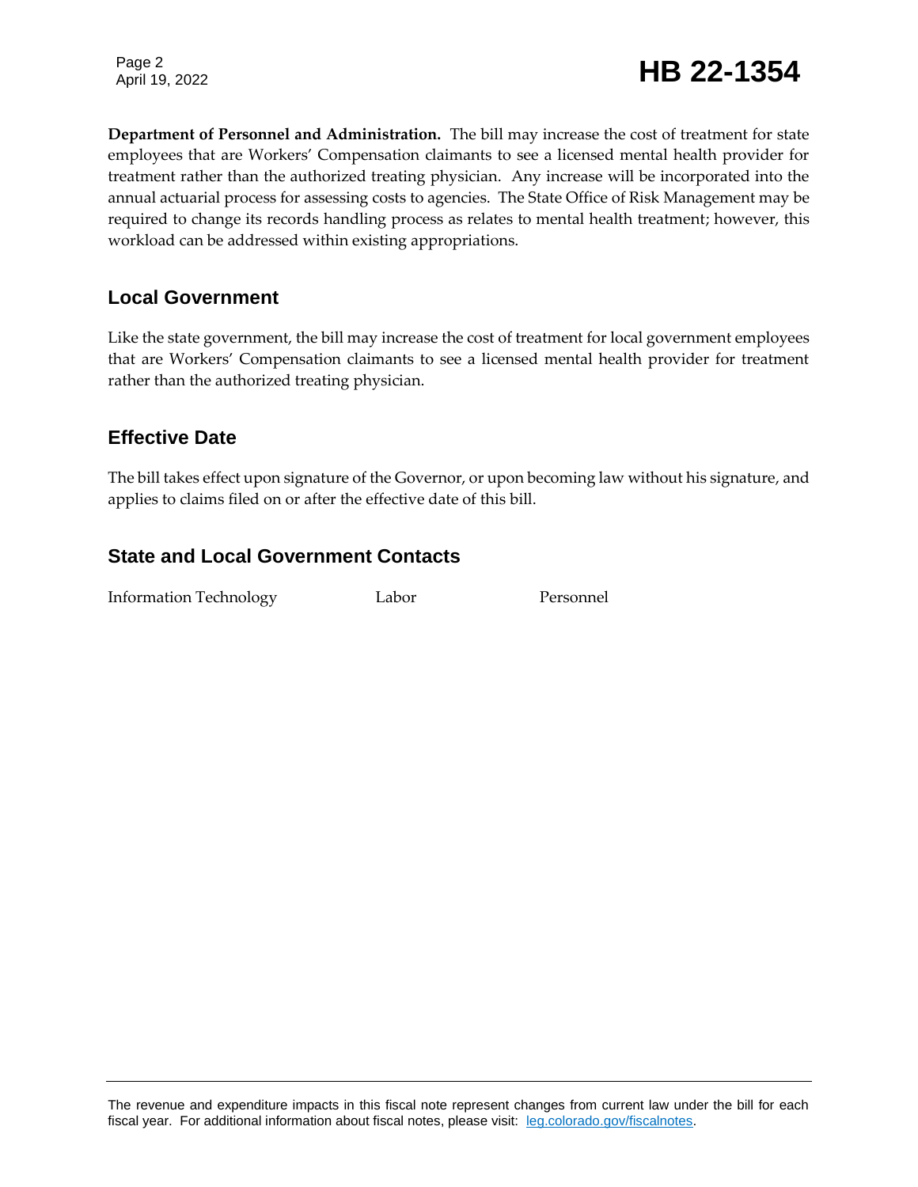**Department of Personnel and Administration.** The bill may increase the cost of treatment for state employees that are Workers' Compensation claimants to see a licensed mental health provider for treatment rather than the authorized treating physician. Any increase will be incorporated into the annual actuarial process for assessing costs to agencies. The State Office of Risk Management may be required to change its records handling process as relates to mental health treatment; however, this workload can be addressed within existing appropriations.

## Local Government

Like the state government, the bill may increase the cost of treatment for local government employees that are Workers' Compensation claimants to see a licensed mental health provider for treatment rather than the authorized treating physician.

## Effective Date

The bill takes effect upon signature of the Governor, or upon becoming law without his signature, and applies to claims filed on or after the effective date of this bill.

## State and Local Government Contacts

Information Technology    Labor    Personnel

The revenue and expenditure impacts in this fiscal note represent changes from current law under the bill for each fiscal year. For additional information about fiscal notes, please visit: [leg.colorado.gov/fiscalnotes](leg.colorado.gov/fiscalnotes).